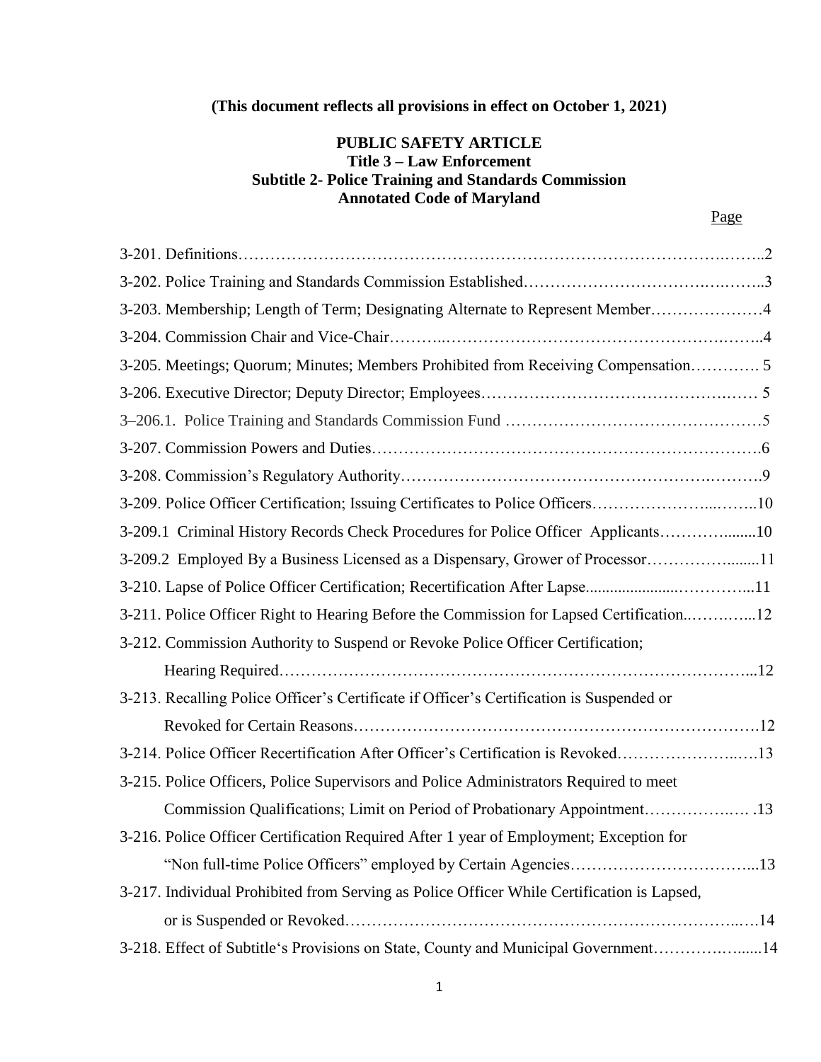**(This document reflects all provisions in effect on October 1, 2021)**

# PUBLIC SAFETY ARTICLE
## Title 3 – Law Enforcement
## Subtitle 2- Police Training and Standards Commission
## Annotated Code of Maryland

| | Page |
|---|---|
| 3-201. Definitions | 2 |
| 3-202. Police Training and Standards Commission Established | 3 |
| 3-203. Membership; Length of Term; Designating Alternate to Represent Member | 4 |
| 3-204. Commission Chair and Vice-Chair | 4 |
| 3-205. Meetings; Quorum; Minutes; Members Prohibited from Receiving Compensation | 5 |
| 3-206. Executive Director; Deputy Director; Employees | 5 |
| 3–206.1. Police Training and Standards Commission Fund | 5 |
| 3-207. Commission Powers and Duties | 6 |
| 3-208. Commission's Regulatory Authority | 9 |
| 3-209. Police Officer Certification; Issuing Certificates to Police Officers | 10 |
| 3-209.1 Criminal History Records Check Procedures for Police Officer Applicants | 10 |
| 3-209.2 Employed By a Business Licensed as a Dispensary, Grower of Processor | 11 |
| 3-210. Lapse of Police Officer Certification; Recertification After Lapse | 11 |
| 3-211. Police Officer Right to Hearing Before the Commission for Lapsed Certification | 12 |
| 3-212. Commission Authority to Suspend or Revoke Police Officer Certification; Hearing Required | 12 |
| 3-213. Recalling Police Officer's Certificate if Officer's Certification is Suspended or Revoked for Certain Reasons | 12 |
| 3-214. Police Officer Recertification After Officer's Certification is Revoked | 13 |
| 3-215. Police Officers, Police Supervisors and Police Administrators Required to meet Commission Qualifications; Limit on Period of Probationary Appointment | 13 |
| 3-216. Police Officer Certification Required After 1 year of Employment; Exception for "Non full-time Police Officers" employed by Certain Agencies | 13 |
| 3-217. Individual Prohibited from Serving as Police Officer While Certification is Lapsed, or is Suspended or Revoked | 14 |
| 3-218. Effect of Subtitle's Provisions on State, County and Municipal Government | 14 |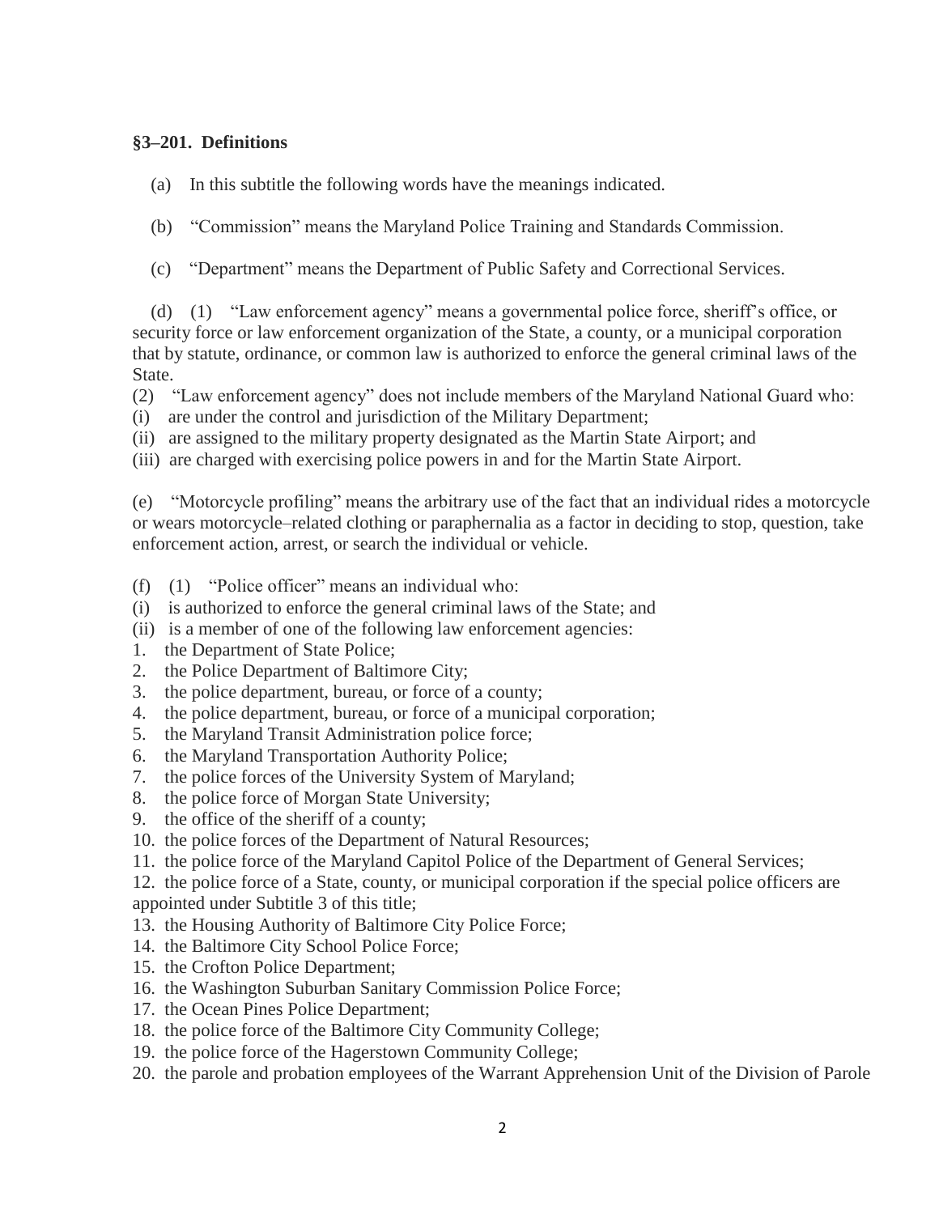**§3–201. Definitions**

(a) In this subtitle the following words have the meanings indicated.

(b) "Commission" means the Maryland Police Training and Standards Commission.

(c) "Department" means the Department of Public Safety and Correctional Services.

(d) (1) "Law enforcement agency" means a governmental police force, sheriff's office, or security force or law enforcement organization of the State, a county, or a municipal corporation that by statute, ordinance, or common law is authorized to enforce the general criminal laws of the State.

(2) "Law enforcement agency" does not include members of the Maryland National Guard who:

(i) are under the control and jurisdiction of the Military Department;

(ii) are assigned to the military property designated as the Martin State Airport; and

(iii) are charged with exercising police powers in and for the Martin State Airport.

(e) "Motorcycle profiling" means the arbitrary use of the fact that an individual rides a motorcycle or wears motorcycle–related clothing or paraphernalia as a factor in deciding to stop, question, take enforcement action, arrest, or search the individual or vehicle.

(f) (1) "Police officer" means an individual who:

(i) is authorized to enforce the general criminal laws of the State; and

(ii) is a member of one of the following law enforcement agencies:

1. the Department of State Police;
2. the Police Department of Baltimore City;
3. the police department, bureau, or force of a county;
4. the police department, bureau, or force of a municipal corporation;
5. the Maryland Transit Administration police force;
6. the Maryland Transportation Authority Police;
7. the police forces of the University System of Maryland;
8. the police force of Morgan State University;
9. the office of the sheriff of a county;
10. the police forces of the Department of Natural Resources;
11. the police force of the Maryland Capitol Police of the Department of General Services;
12. the police force of a State, county, or municipal corporation if the special police officers are appointed under Subtitle 3 of this title;
13. the Housing Authority of Baltimore City Police Force;
14. the Baltimore City School Police Force;
15. the Crofton Police Department;
16. the Washington Suburban Sanitary Commission Police Force;
17. the Ocean Pines Police Department;
18. the police force of the Baltimore City Community College;
19. the police force of the Hagerstown Community College;
20. the parole and probation employees of the Warrant Apprehension Unit of the Division of Parole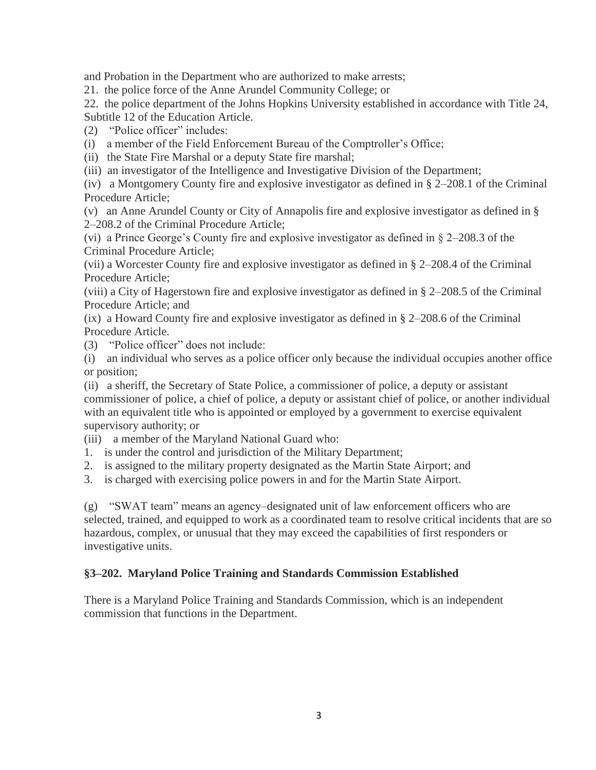and Probation in the Department who are authorized to make arrests;

21. the police force of the Anne Arundel Community College; or

22. the police department of the Johns Hopkins University established in accordance with Title 24, Subtitle 12 of the Education Article.

(2) "Police officer" includes:

(i) a member of the Field Enforcement Bureau of the Comptroller's Office;

(ii) the State Fire Marshal or a deputy State fire marshal;

(iii) an investigator of the Intelligence and Investigative Division of the Department;

(iv) a Montgomery County fire and explosive investigator as defined in § 2–208.1 of the Criminal Procedure Article;

(v) an Anne Arundel County or City of Annapolis fire and explosive investigator as defined in § 2–208.2 of the Criminal Procedure Article;

(vi) a Prince George's County fire and explosive investigator as defined in § 2–208.3 of the Criminal Procedure Article;

(vii) a Worcester County fire and explosive investigator as defined in § 2–208.4 of the Criminal Procedure Article;

(viii) a City of Hagerstown fire and explosive investigator as defined in § 2–208.5 of the Criminal Procedure Article; and

(ix) a Howard County fire and explosive investigator as defined in § 2–208.6 of the Criminal Procedure Article.

(3) "Police officer" does not include:

(i) an individual who serves as a police officer only because the individual occupies another office or position;

(ii) a sheriff, the Secretary of State Police, a commissioner of police, a deputy or assistant commissioner of police, a chief of police, a deputy or assistant chief of police, or another individual with an equivalent title who is appointed or employed by a government to exercise equivalent supervisory authority; or

(iii) a member of the Maryland National Guard who:

1. is under the control and jurisdiction of the Military Department;
2. is assigned to the military property designated as the Martin State Airport; and
3. is charged with exercising police powers in and for the Martin State Airport.

(g) "SWAT team" means an agency–designated unit of law enforcement officers who are selected, trained, and equipped to work as a coordinated team to resolve critical incidents that are so hazardous, complex, or unusual that they may exceed the capabilities of first responders or investigative units.

### §3–202. Maryland Police Training and Standards Commission Established

There is a Maryland Police Training and Standards Commission, which is an independent commission that functions in the Department.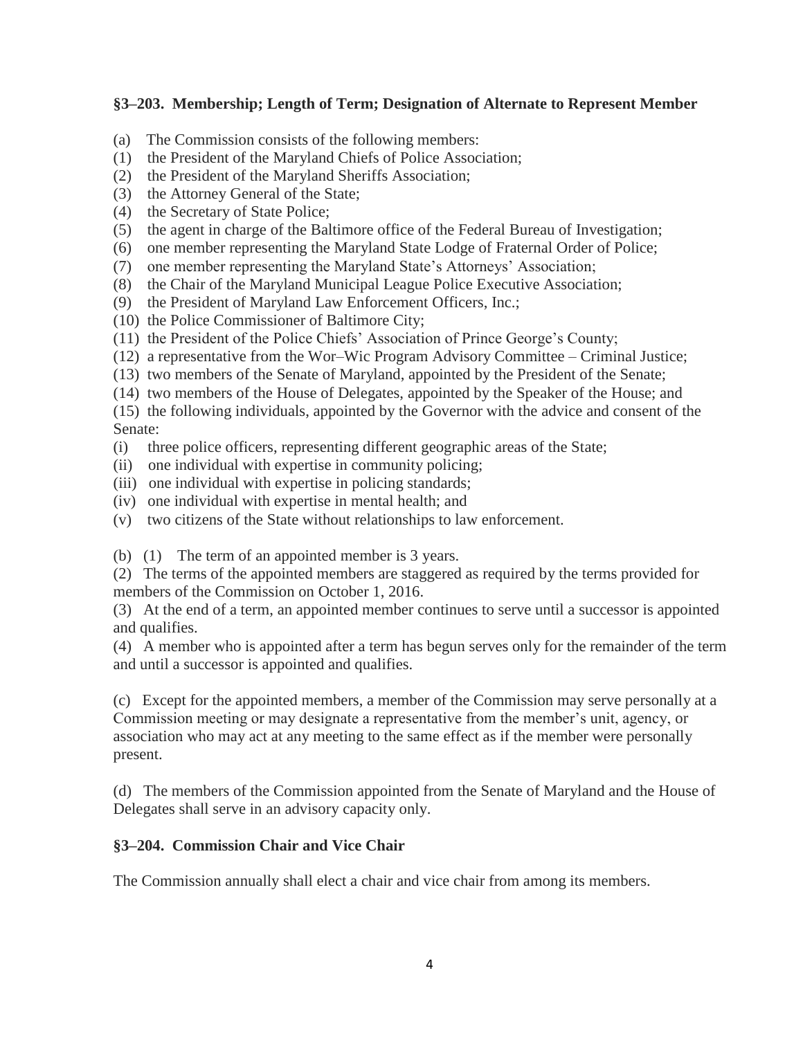### §3–203. Membership; Length of Term; Designation of Alternate to Represent Member

(a) The Commission consists of the following members:
(1) the President of the Maryland Chiefs of Police Association;
(2) the President of the Maryland Sheriffs Association;
(3) the Attorney General of the State;
(4) the Secretary of State Police;
(5) the agent in charge of the Baltimore office of the Federal Bureau of Investigation;
(6) one member representing the Maryland State Lodge of Fraternal Order of Police;
(7) one member representing the Maryland State's Attorneys' Association;
(8) the Chair of the Maryland Municipal League Police Executive Association;
(9) the President of Maryland Law Enforcement Officers, Inc.;
(10) the Police Commissioner of Baltimore City;
(11) the President of the Police Chiefs' Association of Prince George's County;
(12) a representative from the Wor–Wic Program Advisory Committee – Criminal Justice;
(13) two members of the Senate of Maryland, appointed by the President of the Senate;
(14) two members of the House of Delegates, appointed by the Speaker of the House; and
(15) the following individuals, appointed by the Governor with the advice and consent of the Senate:
(i) three police officers, representing different geographic areas of the State;
(ii) one individual with expertise in community policing;
(iii) one individual with expertise in policing standards;
(iv) one individual with expertise in mental health; and
(v) two citizens of the State without relationships to law enforcement.

(b) (1) The term of an appointed member is 3 years.
(2) The terms of the appointed members are staggered as required by the terms provided for members of the Commission on October 1, 2016.
(3) At the end of a term, an appointed member continues to serve until a successor is appointed and qualifies.
(4) A member who is appointed after a term has begun serves only for the remainder of the term and until a successor is appointed and qualifies.

(c) Except for the appointed members, a member of the Commission may serve personally at a Commission meeting or may designate a representative from the member's unit, agency, or association who may act at any meeting to the same effect as if the member were personally present.

(d) The members of the Commission appointed from the Senate of Maryland and the House of Delegates shall serve in an advisory capacity only.

### §3–204. Commission Chair and Vice Chair

The Commission annually shall elect a chair and vice chair from among its members.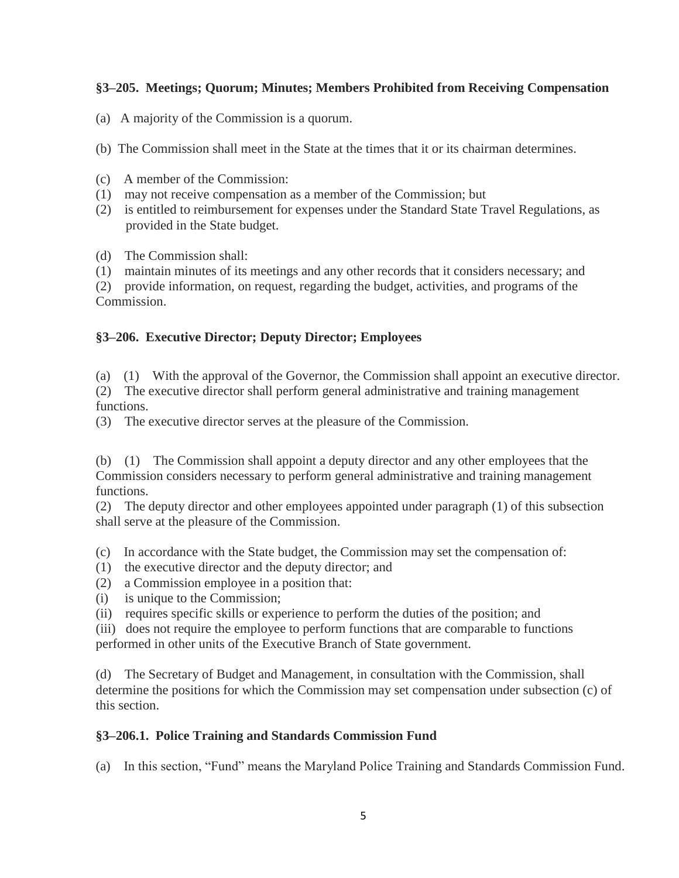### §3–205. Meetings; Quorum; Minutes; Members Prohibited from Receiving Compensation

(a) A majority of the Commission is a quorum.

(b) The Commission shall meet in the State at the times that it or its chairman determines.

(c) A member of the Commission:
(1) may not receive compensation as a member of the Commission; but
(2) is entitled to reimbursement for expenses under the Standard State Travel Regulations, as provided in the State budget.

(d) The Commission shall:
(1) maintain minutes of its meetings and any other records that it considers necessary; and
(2) provide information, on request, regarding the budget, activities, and programs of the Commission.

### §3–206. Executive Director; Deputy Director; Employees

(a) (1) With the approval of the Governor, the Commission shall appoint an executive director.
(2) The executive director shall perform general administrative and training management functions.
(3) The executive director serves at the pleasure of the Commission.

(b) (1) The Commission shall appoint a deputy director and any other employees that the Commission considers necessary to perform general administrative and training management functions.
(2) The deputy director and other employees appointed under paragraph (1) of this subsection shall serve at the pleasure of the Commission.

(c) In accordance with the State budget, the Commission may set the compensation of:
(1) the executive director and the deputy director; and
(2) a Commission employee in a position that:
(i) is unique to the Commission;
(ii) requires specific skills or experience to perform the duties of the position; and
(iii) does not require the employee to perform functions that are comparable to functions performed in other units of the Executive Branch of State government.

(d) The Secretary of Budget and Management, in consultation with the Commission, shall determine the positions for which the Commission may set compensation under subsection (c) of this section.

### §3–206.1. Police Training and Standards Commission Fund

(a) In this section, “Fund” means the Maryland Police Training and Standards Commission Fund.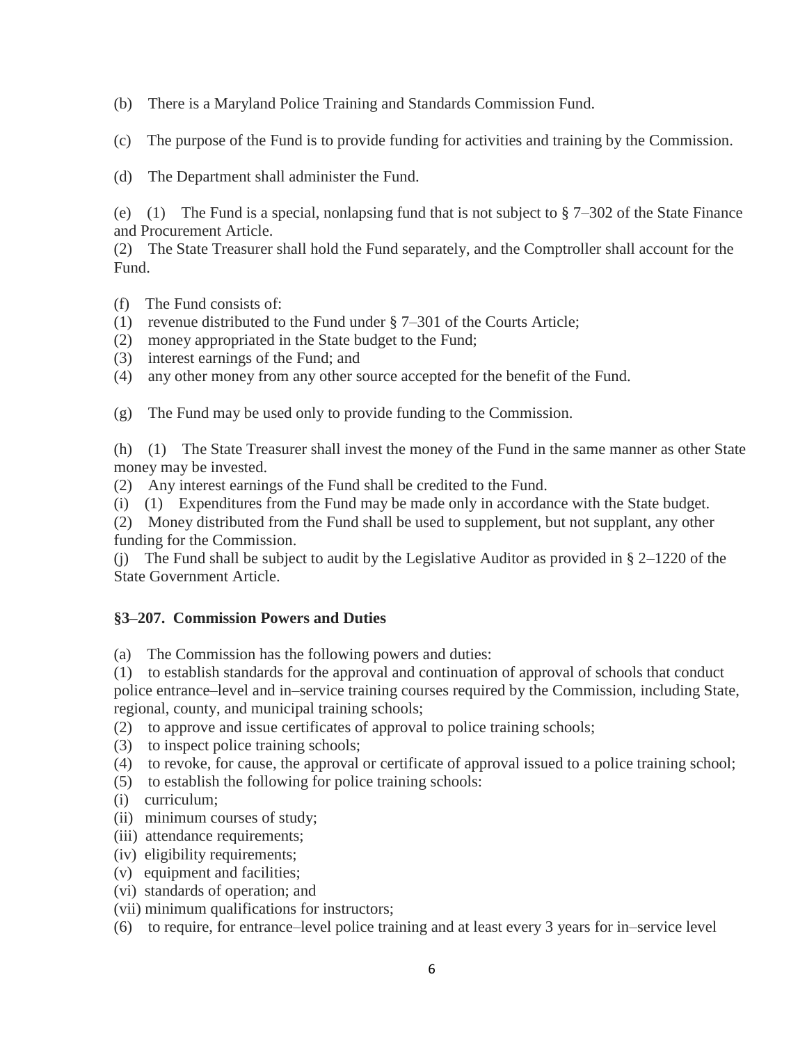(b) There is a Maryland Police Training and Standards Commission Fund.

(c) The purpose of the Fund is to provide funding for activities and training by the Commission.

(d) The Department shall administer the Fund.

(e) (1) The Fund is a special, nonlapsing fund that is not subject to § 7–302 of the State Finance and Procurement Article.
(2) The State Treasurer shall hold the Fund separately, and the Comptroller shall account for the Fund.

(f) The Fund consists of:
(1) revenue distributed to the Fund under § 7–301 of the Courts Article;
(2) money appropriated in the State budget to the Fund;
(3) interest earnings of the Fund; and
(4) any other money from any other source accepted for the benefit of the Fund.

(g) The Fund may be used only to provide funding to the Commission.

(h) (1) The State Treasurer shall invest the money of the Fund in the same manner as other State money may be invested.
(2) Any interest earnings of the Fund shall be credited to the Fund.
(i) (1) Expenditures from the Fund may be made only in accordance with the State budget.
(2) Money distributed from the Fund shall be used to supplement, but not supplant, any other funding for the Commission.
(j) The Fund shall be subject to audit by the Legislative Auditor as provided in § 2–1220 of the State Government Article.

### §3–207. Commission Powers and Duties

(a) The Commission has the following powers and duties:
(1) to establish standards for the approval and continuation of approval of schools that conduct police entrance–level and in–service training courses required by the Commission, including State, regional, county, and municipal training schools;
(2) to approve and issue certificates of approval to police training schools;
(3) to inspect police training schools;
(4) to revoke, for cause, the approval or certificate of approval issued to a police training school;
(5) to establish the following for police training schools:
(i) curriculum;
(ii) minimum courses of study;
(iii) attendance requirements;
(iv) eligibility requirements;
(v) equipment and facilities;
(vi) standards of operation; and
(vii) minimum qualifications for instructors;
(6) to require, for entrance–level police training and at least every 3 years for in–service level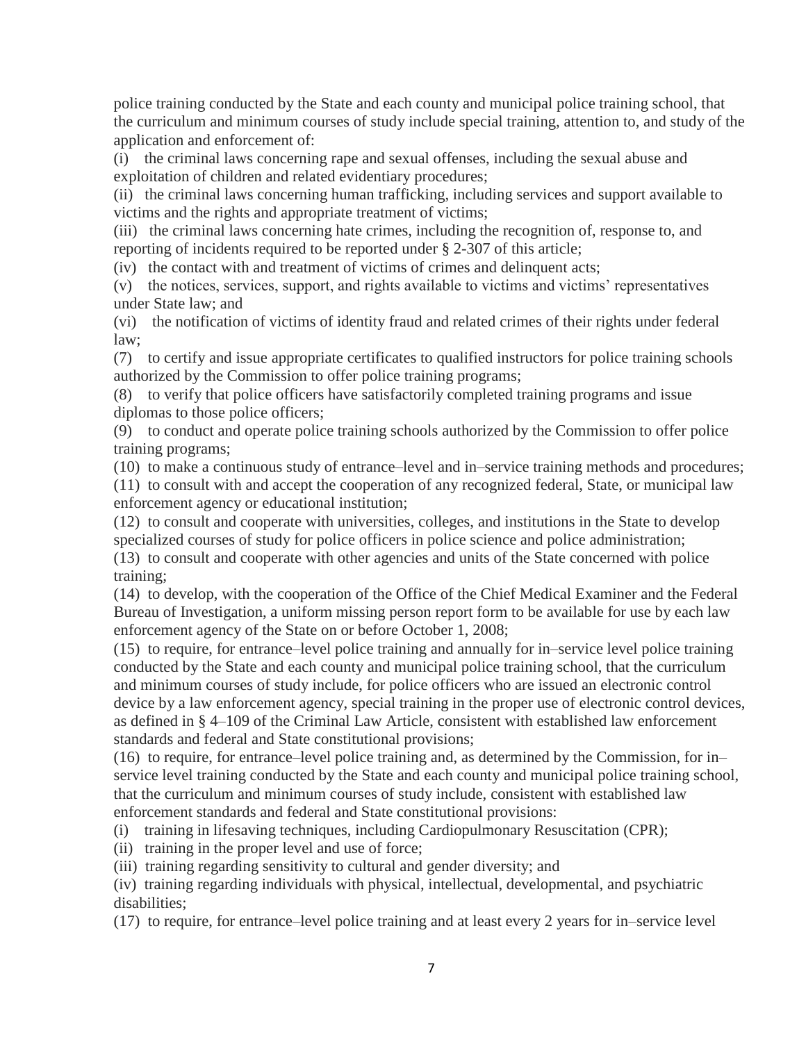police training conducted by the State and each county and municipal police training school, that the curriculum and minimum courses of study include special training, attention to, and study of the application and enforcement of:

(i) the criminal laws concerning rape and sexual offenses, including the sexual abuse and exploitation of children and related evidentiary procedures;

(ii) the criminal laws concerning human trafficking, including services and support available to victims and the rights and appropriate treatment of victims;

(iii) the criminal laws concerning hate crimes, including the recognition of, response to, and reporting of incidents required to be reported under § 2-307 of this article;

(iv) the contact with and treatment of victims of crimes and delinquent acts;

(v) the notices, services, support, and rights available to victims and victims' representatives under State law; and

(vi) the notification of victims of identity fraud and related crimes of their rights under federal law;

(7) to certify and issue appropriate certificates to qualified instructors for police training schools authorized by the Commission to offer police training programs;

(8) to verify that police officers have satisfactorily completed training programs and issue diplomas to those police officers;

(9) to conduct and operate police training schools authorized by the Commission to offer police training programs;

(10) to make a continuous study of entrance–level and in–service training methods and procedures;

(11) to consult with and accept the cooperation of any recognized federal, State, or municipal law enforcement agency or educational institution;

(12) to consult and cooperate with universities, colleges, and institutions in the State to develop specialized courses of study for police officers in police science and police administration;

(13) to consult and cooperate with other agencies and units of the State concerned with police training;

(14) to develop, with the cooperation of the Office of the Chief Medical Examiner and the Federal Bureau of Investigation, a uniform missing person report form to be available for use by each law enforcement agency of the State on or before October 1, 2008;

(15) to require, for entrance–level police training and annually for in–service level police training conducted by the State and each county and municipal police training school, that the curriculum and minimum courses of study include, for police officers who are issued an electronic control device by a law enforcement agency, special training in the proper use of electronic control devices, as defined in § 4–109 of the Criminal Law Article, consistent with established law enforcement standards and federal and State constitutional provisions;

(16) to require, for entrance–level police training and, as determined by the Commission, for in–service level training conducted by the State and each county and municipal police training school, that the curriculum and minimum courses of study include, consistent with established law enforcement standards and federal and State constitutional provisions:

(i) training in lifesaving techniques, including Cardiopulmonary Resuscitation (CPR);

(ii) training in the proper level and use of force;

(iii) training regarding sensitivity to cultural and gender diversity; and

(iv) training regarding individuals with physical, intellectual, developmental, and psychiatric disabilities;

(17) to require, for entrance–level police training and at least every 2 years for in–service level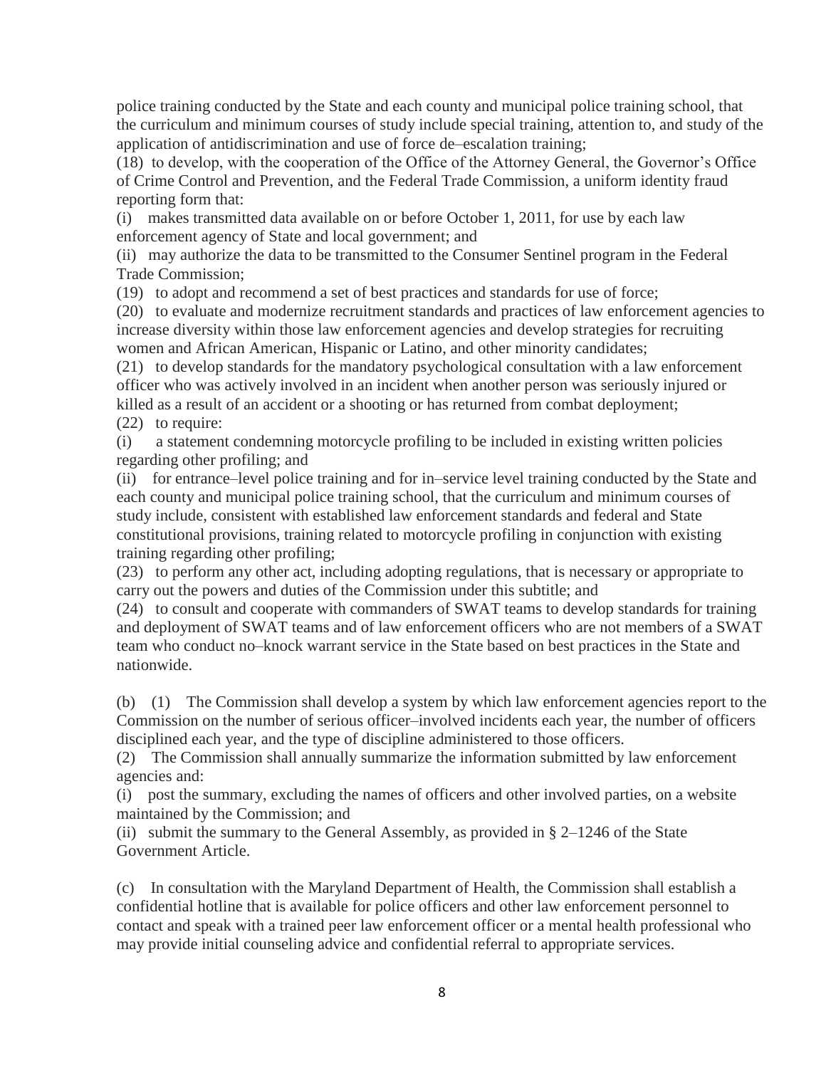police training conducted by the State and each county and municipal police training school, that the curriculum and minimum courses of study include special training, attention to, and study of the application of antidiscrimination and use of force de–escalation training;

(18) to develop, with the cooperation of the Office of the Attorney General, the Governor's Office of Crime Control and Prevention, and the Federal Trade Commission, a uniform identity fraud reporting form that:

(i) makes transmitted data available on or before October 1, 2011, for use by each law enforcement agency of State and local government; and

(ii) may authorize the data to be transmitted to the Consumer Sentinel program in the Federal Trade Commission;

(19) to adopt and recommend a set of best practices and standards for use of force;

(20) to evaluate and modernize recruitment standards and practices of law enforcement agencies to increase diversity within those law enforcement agencies and develop strategies for recruiting women and African American, Hispanic or Latino, and other minority candidates;

(21) to develop standards for the mandatory psychological consultation with a law enforcement officer who was actively involved in an incident when another person was seriously injured or killed as a result of an accident or a shooting or has returned from combat deployment;

(22) to require:

(i) a statement condemning motorcycle profiling to be included in existing written policies regarding other profiling; and

(ii) for entrance–level police training and for in–service level training conducted by the State and each county and municipal police training school, that the curriculum and minimum courses of study include, consistent with established law enforcement standards and federal and State constitutional provisions, training related to motorcycle profiling in conjunction with existing training regarding other profiling;

(23) to perform any other act, including adopting regulations, that is necessary or appropriate to carry out the powers and duties of the Commission under this subtitle; and

(24) to consult and cooperate with commanders of SWAT teams to develop standards for training and deployment of SWAT teams and of law enforcement officers who are not members of a SWAT team who conduct no–knock warrant service in the State based on best practices in the State and nationwide.

(b) (1) The Commission shall develop a system by which law enforcement agencies report to the Commission on the number of serious officer–involved incidents each year, the number of officers disciplined each year, and the type of discipline administered to those officers.

(2) The Commission shall annually summarize the information submitted by law enforcement agencies and:

(i) post the summary, excluding the names of officers and other involved parties, on a website maintained by the Commission; and

(ii) submit the summary to the General Assembly, as provided in § 2–1246 of the State Government Article.

(c) In consultation with the Maryland Department of Health, the Commission shall establish a confidential hotline that is available for police officers and other law enforcement personnel to contact and speak with a trained peer law enforcement officer or a mental health professional who may provide initial counseling advice and confidential referral to appropriate services.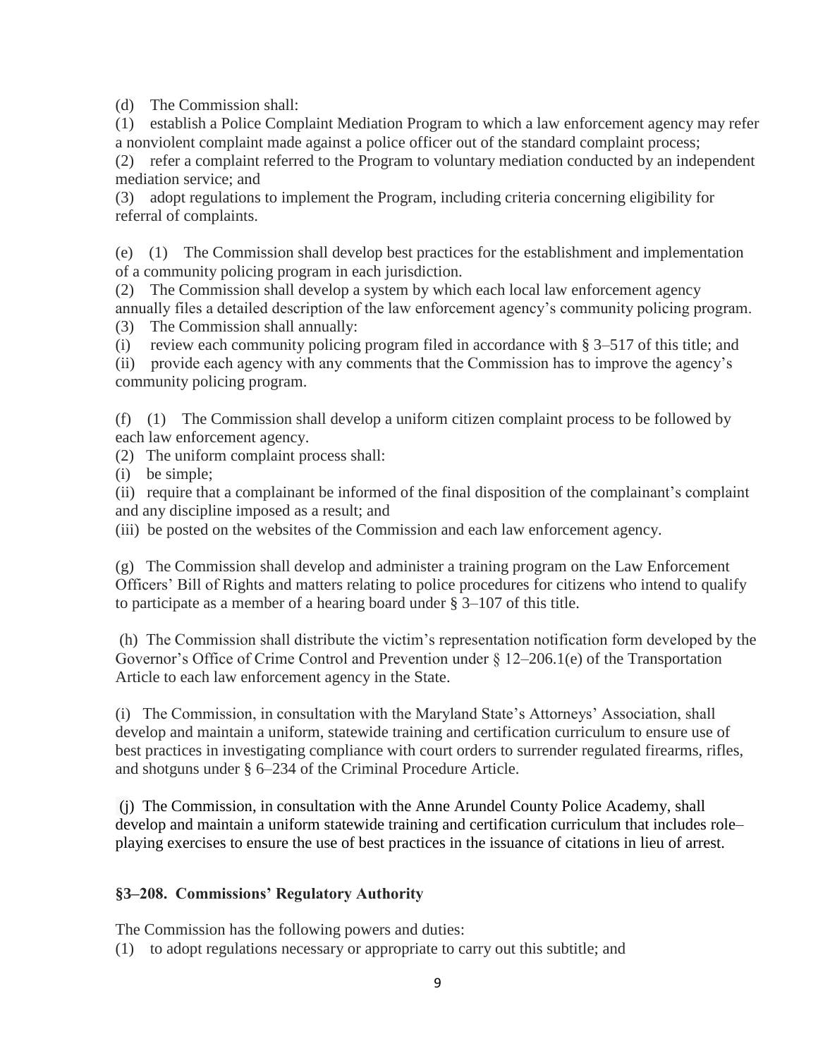(d) The Commission shall:

(1) establish a Police Complaint Mediation Program to which a law enforcement agency may refer a nonviolent complaint made against a police officer out of the standard complaint process;

(2) refer a complaint referred to the Program to voluntary mediation conducted by an independent mediation service; and

(3) adopt regulations to implement the Program, including criteria concerning eligibility for referral of complaints.

(e) (1) The Commission shall develop best practices for the establishment and implementation of a community policing program in each jurisdiction.

(2) The Commission shall develop a system by which each local law enforcement agency annually files a detailed description of the law enforcement agency's community policing program.

(3) The Commission shall annually:

(i) review each community policing program filed in accordance with § 3–517 of this title; and

(ii) provide each agency with any comments that the Commission has to improve the agency's community policing program.

(f) (1) The Commission shall develop a uniform citizen complaint process to be followed by each law enforcement agency.

(2) The uniform complaint process shall:

(i) be simple;

(ii) require that a complainant be informed of the final disposition of the complainant's complaint and any discipline imposed as a result; and

(iii) be posted on the websites of the Commission and each law enforcement agency.

(g) The Commission shall develop and administer a training program on the Law Enforcement Officers' Bill of Rights and matters relating to police procedures for citizens who intend to qualify to participate as a member of a hearing board under § 3–107 of this title.

(h) The Commission shall distribute the victim's representation notification form developed by the Governor's Office of Crime Control and Prevention under § 12–206.1(e) of the Transportation Article to each law enforcement agency in the State.

(i) The Commission, in consultation with the Maryland State's Attorneys' Association, shall develop and maintain a uniform, statewide training and certification curriculum to ensure use of best practices in investigating compliance with court orders to surrender regulated firearms, rifles, and shotguns under § 6–234 of the Criminal Procedure Article.

(j) The Commission, in consultation with the Anne Arundel County Police Academy, shall develop and maintain a uniform statewide training and certification curriculum that includes role–playing exercises to ensure the use of best practices in the issuance of citations in lieu of arrest.

### §3–208. Commissions' Regulatory Authority

The Commission has the following powers and duties:

(1) to adopt regulations necessary or appropriate to carry out this subtitle; and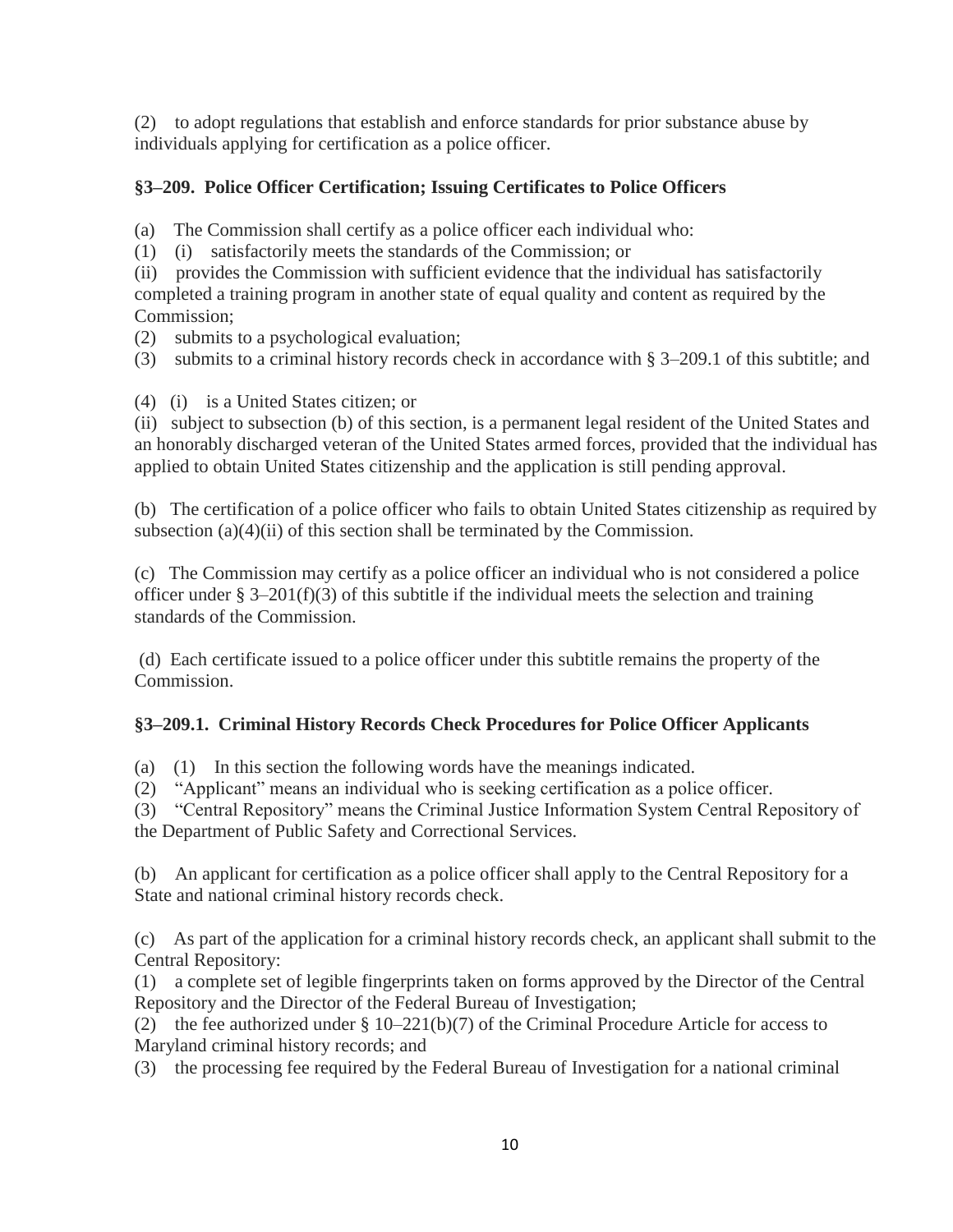(2) to adopt regulations that establish and enforce standards for prior substance abuse by individuals applying for certification as a police officer.

### §3–209. Police Officer Certification; Issuing Certificates to Police Officers

(a) The Commission shall certify as a police officer each individual who:

(1) (i) satisfactorily meets the standards of the Commission; or

(ii) provides the Commission with sufficient evidence that the individual has satisfactorily completed a training program in another state of equal quality and content as required by the Commission;

(2) submits to a psychological evaluation;

(3) submits to a criminal history records check in accordance with § 3–209.1 of this subtitle; and

(4) (i) is a United States citizen; or

(ii) subject to subsection (b) of this section, is a permanent legal resident of the United States and an honorably discharged veteran of the United States armed forces, provided that the individual has applied to obtain United States citizenship and the application is still pending approval.

(b) The certification of a police officer who fails to obtain United States citizenship as required by subsection (a)(4)(ii) of this section shall be terminated by the Commission.

(c) The Commission may certify as a police officer an individual who is not considered a police officer under § 3–201(f)(3) of this subtitle if the individual meets the selection and training standards of the Commission.

(d) Each certificate issued to a police officer under this subtitle remains the property of the Commission.

### §3–209.1. Criminal History Records Check Procedures for Police Officer Applicants

(a) (1) In this section the following words have the meanings indicated.

(2) "Applicant" means an individual who is seeking certification as a police officer.

(3) "Central Repository" means the Criminal Justice Information System Central Repository of the Department of Public Safety and Correctional Services.

(b) An applicant for certification as a police officer shall apply to the Central Repository for a State and national criminal history records check.

(c) As part of the application for a criminal history records check, an applicant shall submit to the Central Repository:

(1) a complete set of legible fingerprints taken on forms approved by the Director of the Central Repository and the Director of the Federal Bureau of Investigation;

(2) the fee authorized under § 10–221(b)(7) of the Criminal Procedure Article for access to Maryland criminal history records; and

(3) the processing fee required by the Federal Bureau of Investigation for a national criminal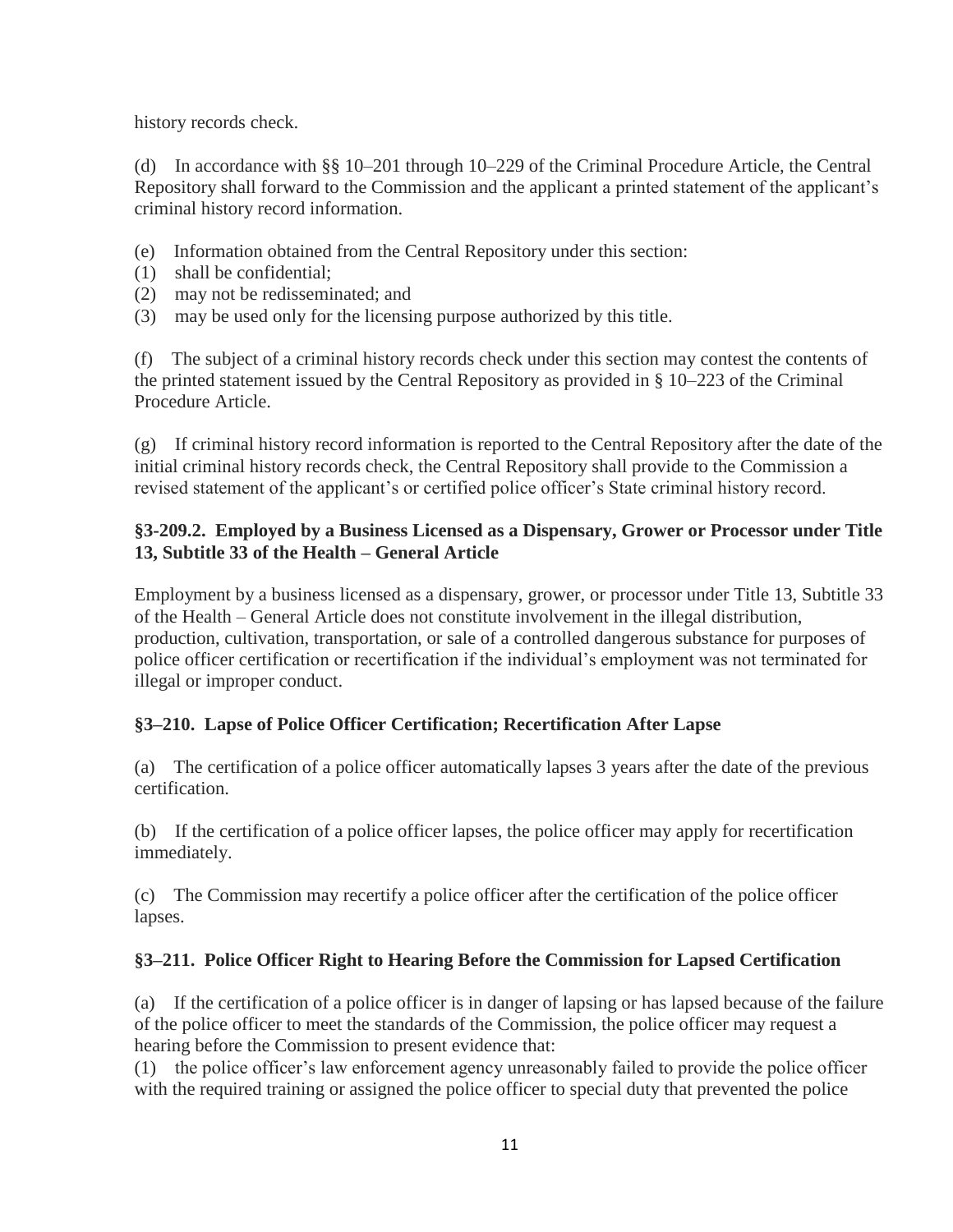history records check.

(d) In accordance with §§ 10–201 through 10–229 of the Criminal Procedure Article, the Central Repository shall forward to the Commission and the applicant a printed statement of the applicant's criminal history record information.

(e) Information obtained from the Central Repository under this section:
(1) shall be confidential;
(2) may not be redisseminated; and
(3) may be used only for the licensing purpose authorized by this title.

(f) The subject of a criminal history records check under this section may contest the contents of the printed statement issued by the Central Repository as provided in § 10–223 of the Criminal Procedure Article.

(g) If criminal history record information is reported to the Central Repository after the date of the initial criminal history records check, the Central Repository shall provide to the Commission a revised statement of the applicant's or certified police officer's State criminal history record.

### §3-209.2. Employed by a Business Licensed as a Dispensary, Grower or Processor under Title 13, Subtitle 33 of the Health – General Article

Employment by a business licensed as a dispensary, grower, or processor under Title 13, Subtitle 33 of the Health – General Article does not constitute involvement in the illegal distribution, production, cultivation, transportation, or sale of a controlled dangerous substance for purposes of police officer certification or recertification if the individual's employment was not terminated for illegal or improper conduct.

### §3–210. Lapse of Police Officer Certification; Recertification After Lapse

(a) The certification of a police officer automatically lapses 3 years after the date of the previous certification.

(b) If the certification of a police officer lapses, the police officer may apply for recertification immediately.

(c) The Commission may recertify a police officer after the certification of the police officer lapses.

### §3–211. Police Officer Right to Hearing Before the Commission for Lapsed Certification

(a) If the certification of a police officer is in danger of lapsing or has lapsed because of the failure of the police officer to meet the standards of the Commission, the police officer may request a hearing before the Commission to present evidence that:
(1) the police officer's law enforcement agency unreasonably failed to provide the police officer with the required training or assigned the police officer to special duty that prevented the police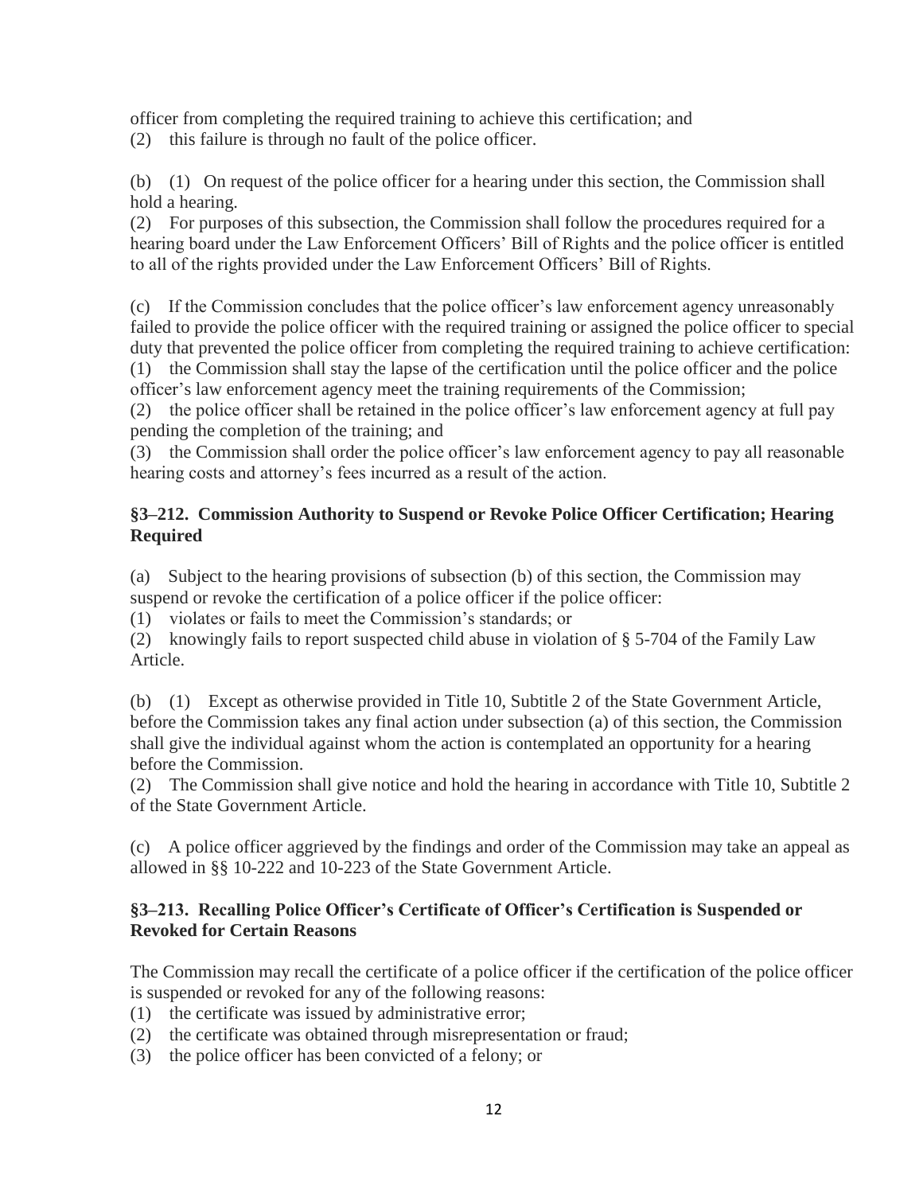officer from completing the required training to achieve this certification; and
(2) this failure is through no fault of the police officer.

(b) (1) On request of the police officer for a hearing under this section, the Commission shall hold a hearing.
(2) For purposes of this subsection, the Commission shall follow the procedures required for a hearing board under the Law Enforcement Officers' Bill of Rights and the police officer is entitled to all of the rights provided under the Law Enforcement Officers' Bill of Rights.

(c) If the Commission concludes that the police officer's law enforcement agency unreasonably failed to provide the police officer with the required training or assigned the police officer to special duty that prevented the police officer from completing the required training to achieve certification:
(1) the Commission shall stay the lapse of the certification until the police officer and the police officer's law enforcement agency meet the training requirements of the Commission;
(2) the police officer shall be retained in the police officer's law enforcement agency at full pay pending the completion of the training; and
(3) the Commission shall order the police officer's law enforcement agency to pay all reasonable hearing costs and attorney's fees incurred as a result of the action.

### §3–212. Commission Authority to Suspend or Revoke Police Officer Certification; Hearing Required

(a) Subject to the hearing provisions of subsection (b) of this section, the Commission may suspend or revoke the certification of a police officer if the police officer:
(1) violates or fails to meet the Commission's standards; or
(2) knowingly fails to report suspected child abuse in violation of § 5-704 of the Family Law Article.

(b) (1) Except as otherwise provided in Title 10, Subtitle 2 of the State Government Article, before the Commission takes any final action under subsection (a) of this section, the Commission shall give the individual against whom the action is contemplated an opportunity for a hearing before the Commission.
(2) The Commission shall give notice and hold the hearing in accordance with Title 10, Subtitle 2 of the State Government Article.

(c) A police officer aggrieved by the findings and order of the Commission may take an appeal as allowed in §§ 10-222 and 10-223 of the State Government Article.

### §3–213. Recalling Police Officer's Certificate of Officer's Certification is Suspended or Revoked for Certain Reasons

The Commission may recall the certificate of a police officer if the certification of the police officer is suspended or revoked for any of the following reasons:
(1) the certificate was issued by administrative error;
(2) the certificate was obtained through misrepresentation or fraud;
(3) the police officer has been convicted of a felony; or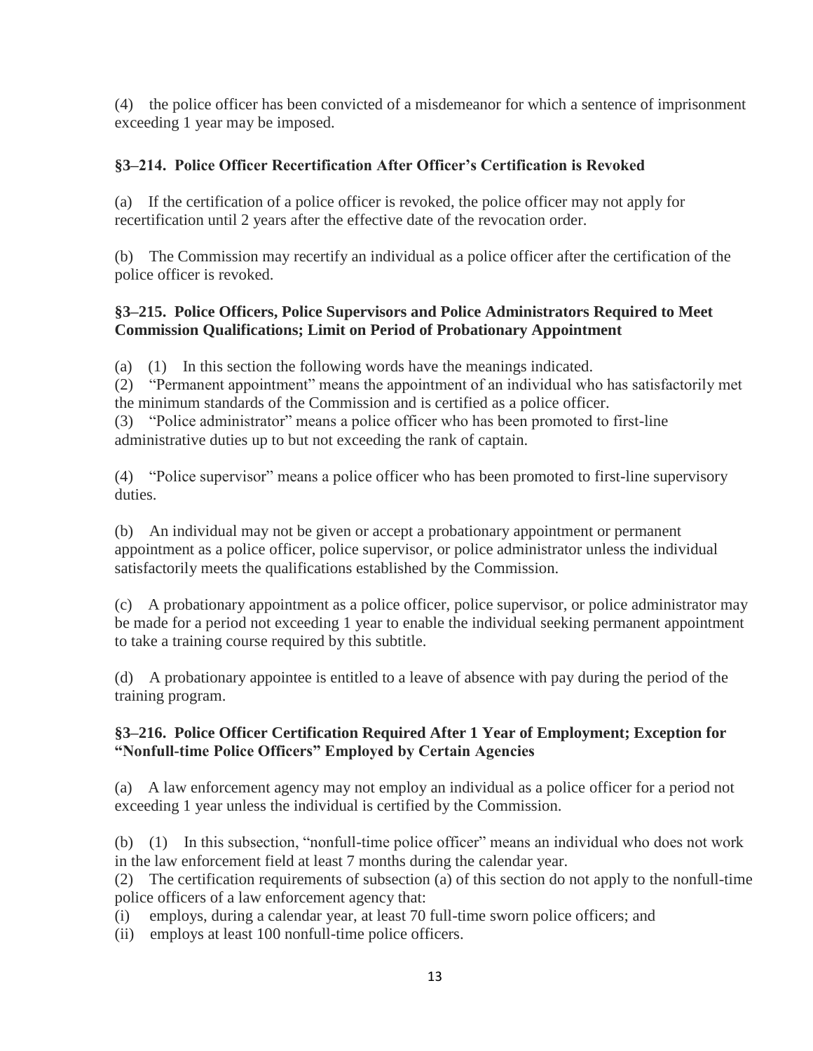(4) the police officer has been convicted of a misdemeanor for which a sentence of imprisonment exceeding 1 year may be imposed.

### §3–214. Police Officer Recertification After Officer's Certification is Revoked

(a) If the certification of a police officer is revoked, the police officer may not apply for recertification until 2 years after the effective date of the revocation order.

(b) The Commission may recertify an individual as a police officer after the certification of the police officer is revoked.

### §3–215. Police Officers, Police Supervisors and Police Administrators Required to Meet Commission Qualifications; Limit on Period of Probationary Appointment

(a) (1) In this section the following words have the meanings indicated.
(2) "Permanent appointment" means the appointment of an individual who has satisfactorily met the minimum standards of the Commission and is certified as a police officer.
(3) "Police administrator" means a police officer who has been promoted to first-line administrative duties up to but not exceeding the rank of captain.

(4) "Police supervisor" means a police officer who has been promoted to first-line supervisory duties.

(b) An individual may not be given or accept a probationary appointment or permanent appointment as a police officer, police supervisor, or police administrator unless the individual satisfactorily meets the qualifications established by the Commission.

(c) A probationary appointment as a police officer, police supervisor, or police administrator may be made for a period not exceeding 1 year to enable the individual seeking permanent appointment to take a training course required by this subtitle.

(d) A probationary appointee is entitled to a leave of absence with pay during the period of the training program.

### §3–216. Police Officer Certification Required After 1 Year of Employment; Exception for "Nonfull-time Police Officers" Employed by Certain Agencies

(a) A law enforcement agency may not employ an individual as a police officer for a period not exceeding 1 year unless the individual is certified by the Commission.

(b) (1) In this subsection, "nonfull-time police officer" means an individual who does not work in the law enforcement field at least 7 months during the calendar year.
(2) The certification requirements of subsection (a) of this section do not apply to the nonfull-time police officers of a law enforcement agency that:
(i) employs, during a calendar year, at least 70 full-time sworn police officers; and
(ii) employs at least 100 nonfull-time police officers.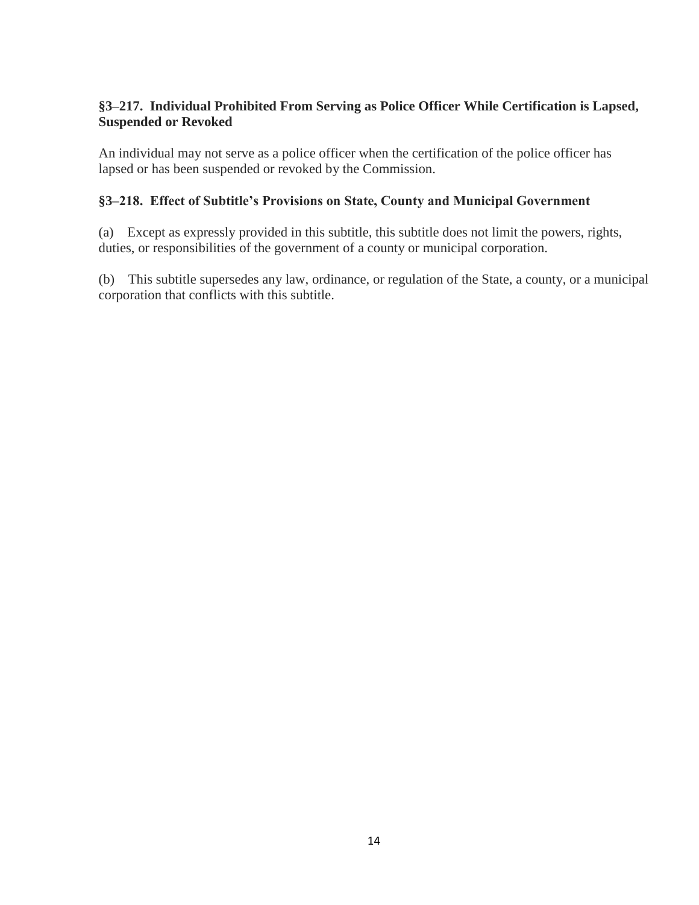### §3–217. Individual Prohibited From Serving as Police Officer While Certification is Lapsed, Suspended or Revoked

An individual may not serve as a police officer when the certification of the police officer has lapsed or has been suspended or revoked by the Commission.

### §3–218. Effect of Subtitle's Provisions on State, County and Municipal Government

(a) Except as expressly provided in this subtitle, this subtitle does not limit the powers, rights, duties, or responsibilities of the government of a county or municipal corporation.

(b) This subtitle supersedes any law, ordinance, or regulation of the State, a county, or a municipal corporation that conflicts with this subtitle.